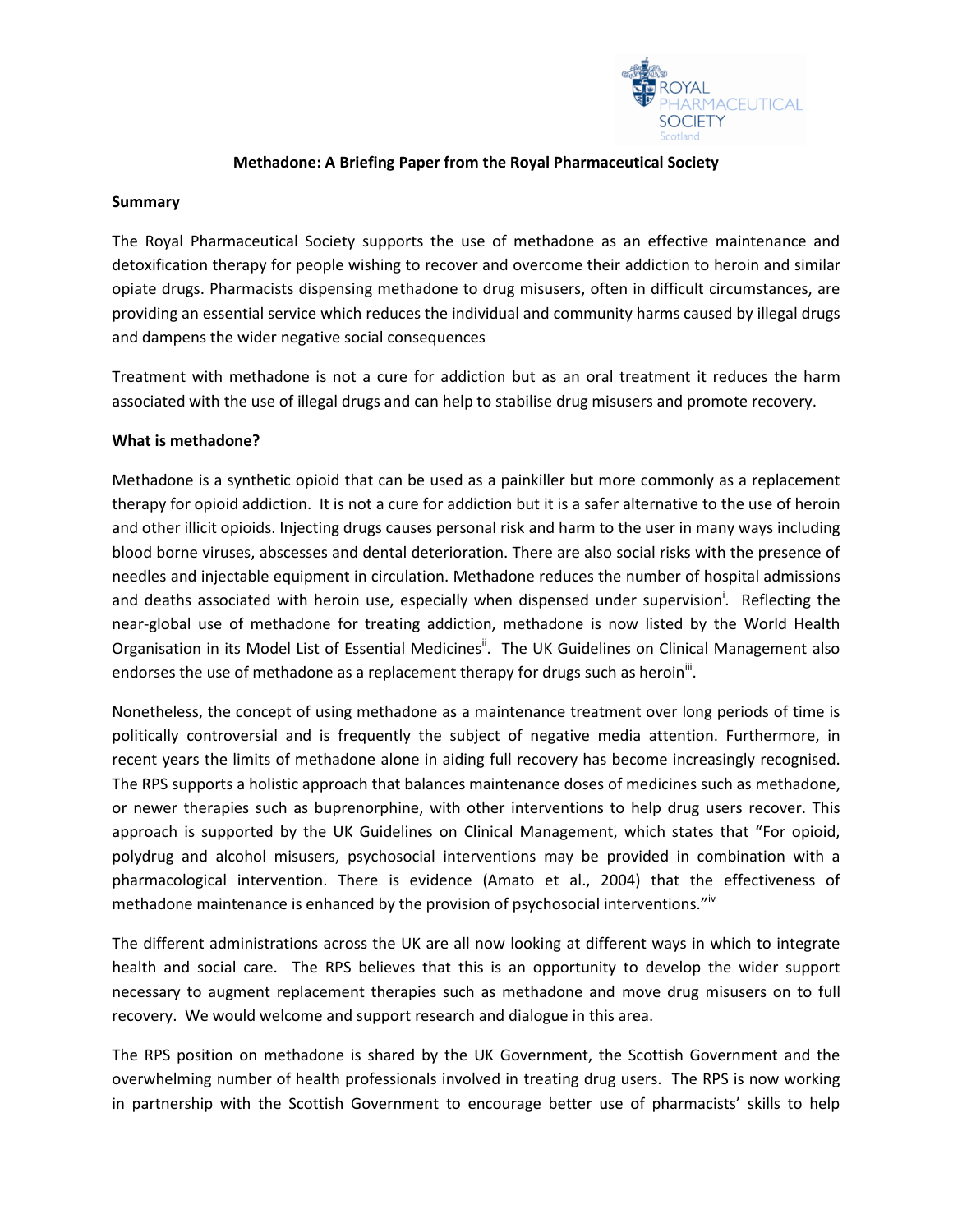# Methadone: A Briefing Paper from the Royal Pharmaceutical Society

## Summary

The Royal Pharmaceutical Society supports the use of methadone as an effective maintenance and detoxification therapy for people wishing to recover and overcome their addiction to heroin and similar opiate drugs. Pharmacists dispensing methadone to drug misusers, often in difficult circumstances, are providing an essential service which reduces the individual and community harms caused by illegal drugs and dampens the wider negative social consequences

Treatment with methadone is not a cure for addiction but as an oral treatment it reduces the harm associated with the use of illegal drugs and can help to stabilise drug misusers and promote recovery.

## What is methadone?

Methadone is a synthetic opioid that can be used as a painkiller but more commonly as a replacement therapy for opioid addiction. It is not a cure for addiction but it is a safer alternative to the use of heroin and other illicit opioids. Injecting drugs causes personal risk and harm to the user in many ways including blood borne viruses, abscesses and dental deterioration. There are also social risks with the presence of needles and injectable equipment in circulation. Methadone reduces the number of hospital admissions and deaths associated with heroin use, especially when dispensed under supervision[i]. Reflecting the near-global use of methadone for treating addiction, methadone is now listed by the World Health Organisation in its Model List of Essential Medicines[ii]. The UK Guidelines on Clinical Management also endorses the use of methadone as a replacement therapy for drugs such as heroin[iii].

Nonetheless, the concept of using methadone as a maintenance treatment over long periods of time is politically controversial and is frequently the subject of negative media attention. Furthermore, in recent years the limits of methadone alone in aiding full recovery has become increasingly recognised. The RPS supports a holistic approach that balances maintenance doses of medicines such as methadone, or newer therapies such as buprenorphine, with other interventions to help drug users recover. This approach is supported by the UK Guidelines on Clinical Management, which states that "For opioid, polydrug and alcohol misusers, psychosocial interventions may be provided in combination with a pharmacological intervention. There is evidence (Amato et al., 2004) that the effectiveness of methadone maintenance is enhanced by the provision of psychosocial interventions."[iv]

The different administrations across the UK are all now looking at different ways in which to integrate health and social care. The RPS believes that this is an opportunity to develop the wider support necessary to augment replacement therapies such as methadone and move drug misusers on to full recovery. We would welcome and support research and dialogue in this area.

The RPS position on methadone is shared by the UK Government, the Scottish Government and the overwhelming number of health professionals involved in treating drug users. The RPS is now working in partnership with the Scottish Government to encourage better use of pharmacists' skills to help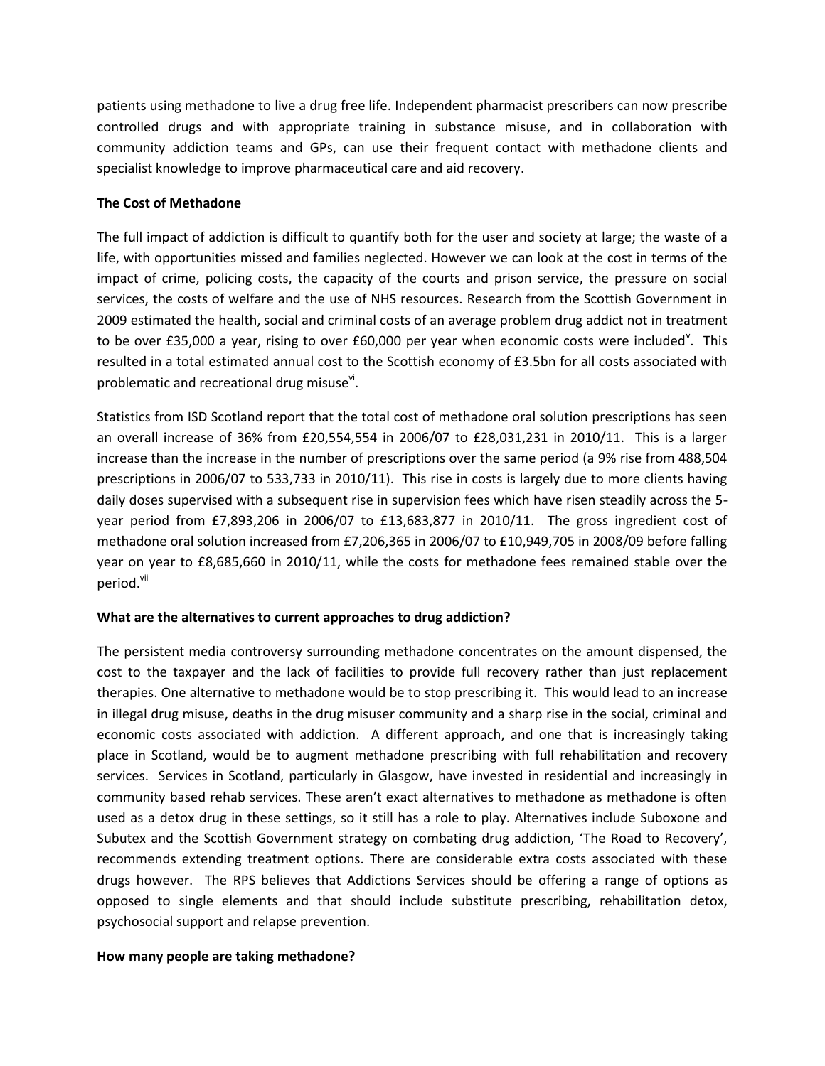patients using methadone to live a drug free life. Independent pharmacist prescribers can now prescribe controlled drugs and with appropriate training in substance misuse, and in collaboration with community addiction teams and GPs, can use their frequent contact with methadone clients and specialist knowledge to improve pharmaceutical care and aid recovery.

**The Cost of Methadone**

The full impact of addiction is difficult to quantify both for the user and society at large; the waste of a life, with opportunities missed and families neglected. However we can look at the cost in terms of the impact of crime, policing costs, the capacity of the courts and prison service, the pressure on social services, the costs of welfare and the use of NHS resources. Research from the Scottish Government in 2009 estimated the health, social and criminal costs of an average problem drug addict not in treatment to be over £35,000 a year, rising to over £60,000 per year when economic costs were included[v]. This resulted in a total estimated annual cost to the Scottish economy of £3.5bn for all costs associated with problematic and recreational drug misuse[vi].

Statistics from ISD Scotland report that the total cost of methadone oral solution prescriptions has seen an overall increase of 36% from £20,554,554 in 2006/07 to £28,031,231 in 2010/11. This is a larger increase than the increase in the number of prescriptions over the same period (a 9% rise from 488,504 prescriptions in 2006/07 to 533,733 in 2010/11). This rise in costs is largely due to more clients having daily doses supervised with a subsequent rise in supervision fees which have risen steadily across the 5-year period from £7,893,206 in 2006/07 to £13,683,877 in 2010/11. The gross ingredient cost of methadone oral solution increased from £7,206,365 in 2006/07 to £10,949,705 in 2008/09 before falling year on year to £8,685,660 in 2010/11, while the costs for methadone fees remained stable over the period.[vii]

**What are the alternatives to current approaches to drug addiction?**

The persistent media controversy surrounding methadone concentrates on the amount dispensed, the cost to the taxpayer and the lack of facilities to provide full recovery rather than just replacement therapies. One alternative to methadone would be to stop prescribing it. This would lead to an increase in illegal drug misuse, deaths in the drug misuser community and a sharp rise in the social, criminal and economic costs associated with addiction. A different approach, and one that is increasingly taking place in Scotland, would be to augment methadone prescribing with full rehabilitation and recovery services. Services in Scotland, particularly in Glasgow, have invested in residential and increasingly in community based rehab services. These aren't exact alternatives to methadone as methadone is often used as a detox drug in these settings, so it still has a role to play. Alternatives include Suboxone and Subutex and the Scottish Government strategy on combating drug addiction, 'The Road to Recovery', recommends extending treatment options. There are considerable extra costs associated with these drugs however. The RPS believes that Addictions Services should be offering a range of options as opposed to single elements and that should include substitute prescribing, rehabilitation detox, psychosocial support and relapse prevention.

**How many people are taking methadone?**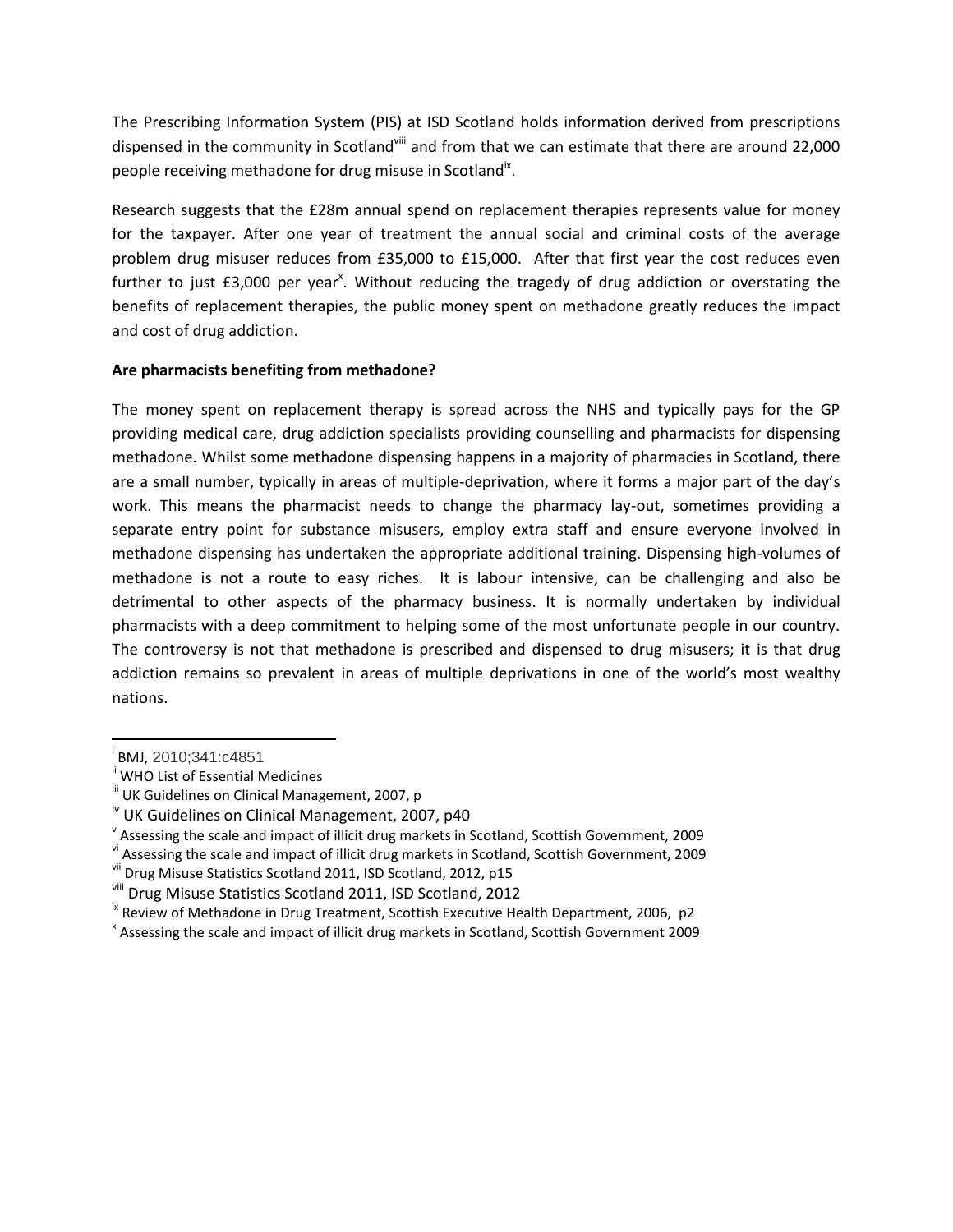The Prescribing Information System (PIS) at ISD Scotland holds information derived from prescriptions dispensed in the community in Scotland[viii] and from that we can estimate that there are around 22,000 people receiving methadone for drug misuse in Scotland[ix].

Research suggests that the £28m annual spend on replacement therapies represents value for money for the taxpayer. After one year of treatment the annual social and criminal costs of the average problem drug misuser reduces from £35,000 to £15,000. After that first year the cost reduces even further to just £3,000 per year[x]. Without reducing the tragedy of drug addiction or overstating the benefits of replacement therapies, the public money spent on methadone greatly reduces the impact and cost of drug addiction.

**Are pharmacists benefiting from methadone?**

The money spent on replacement therapy is spread across the NHS and typically pays for the GP providing medical care, drug addiction specialists providing counselling and pharmacists for dispensing methadone. Whilst some methadone dispensing happens in a majority of pharmacies in Scotland, there are a small number, typically in areas of multiple-deprivation, where it forms a major part of the day's work. This means the pharmacist needs to change the pharmacy lay-out, sometimes providing a separate entry point for substance misusers, employ extra staff and ensure everyone involved in methadone dispensing has undertaken the appropriate additional training. Dispensing high-volumes of methadone is not a route to easy riches. It is labour intensive, can be challenging and also be detrimental to other aspects of the pharmacy business. It is normally undertaken by individual pharmacists with a deep commitment to helping some of the most unfortunate people in our country. The controversy is not that methadone is prescribed and dispensed to drug misusers; it is that drug addiction remains so prevalent in areas of multiple deprivations in one of the world's most wealthy nations.

---

[i] BMJ, 2010;341:c4851

[ii] WHO List of Essential Medicines

[iii] UK Guidelines on Clinical Management, 2007, p

[iv] UK Guidelines on Clinical Management, 2007, p40

[v] Assessing the scale and impact of illicit drug markets in Scotland, Scottish Government, 2009

[vi] Assessing the scale and impact of illicit drug markets in Scotland, Scottish Government, 2009

[vii] Drug Misuse Statistics Scotland 2011, ISD Scotland, 2012, p15

[viii] Drug Misuse Statistics Scotland 2011, ISD Scotland, 2012

[ix] Review of Methadone in Drug Treatment, Scottish Executive Health Department, 2006, p2

[x] Assessing the scale and impact of illicit drug markets in Scotland, Scottish Government 2009